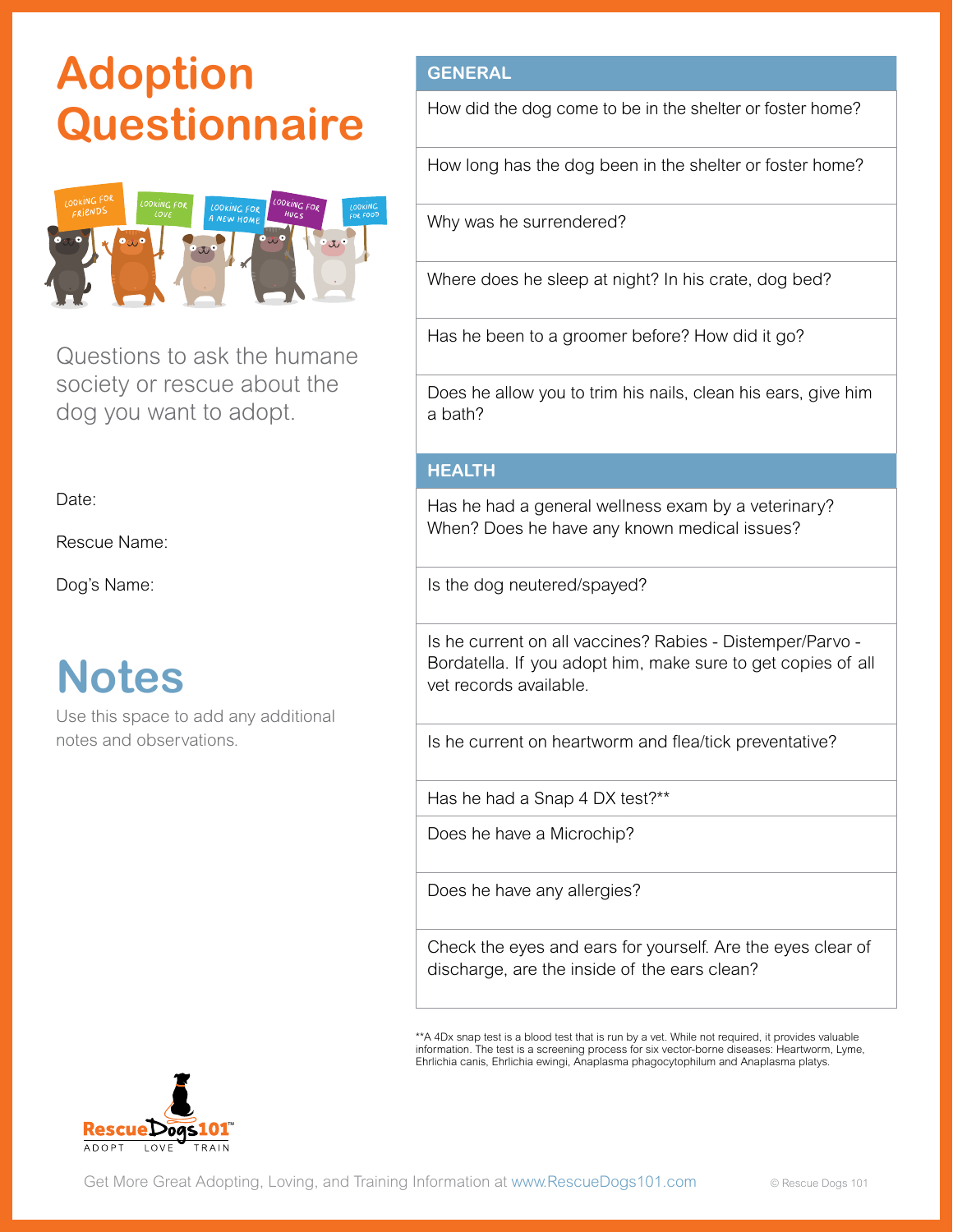# Adoption Questionnaire

Questions to ask the humane society or rescue about the dog you want to adopt.

Date:

Rescue Name:

Dog's Name:

## Notes

Use this space to add any additional notes and observations.

| GENERAL |
|---|
| How did the dog come to be in the shelter or foster home? |
| How long has the dog been in the shelter or foster home? |
| Why was he surrendered? |
| Where does he sleep at night? In his crate, dog bed? |
| Has he been to a groomer before? How did it go? |
| Does he allow you to trim his nails, clean his ears, give him a bath? |

| HEALTH |
|---|
| Has he had a general wellness exam by a veterinary? When? Does he have any known medical issues? |
| Is the dog neutered/spayed? |
| Is he current on all vaccines? Rabies - Distemper/Parvo - Bordatella. If you adopt him, make sure to get copies of all vet records available. |
| Is he current on heartworm and flea/tick preventative? |
| Has he had a Snap 4 DX test?** |
| Does he have a Microchip? |
| Does he have any allergies? |
| Check the eyes and ears for yourself. Are the eyes clear of discharge, are the inside of the ears clean? |

**A 4Dx snap test is a blood test that is run by a vet. While not required, it provides valuable information. The test is a screening process for six vector-borne diseases: Heartworm, Lyme, Ehrlichia canis, Ehrlichia ewingi, Anaplasma phagocytophilum and Anaplasma platys.

RescueDogs101™ ADOPT LOVE TRAIN

Get More Great Adopting, Loving, and Training Information at www.RescueDogs101.com

© Rescue Dogs 101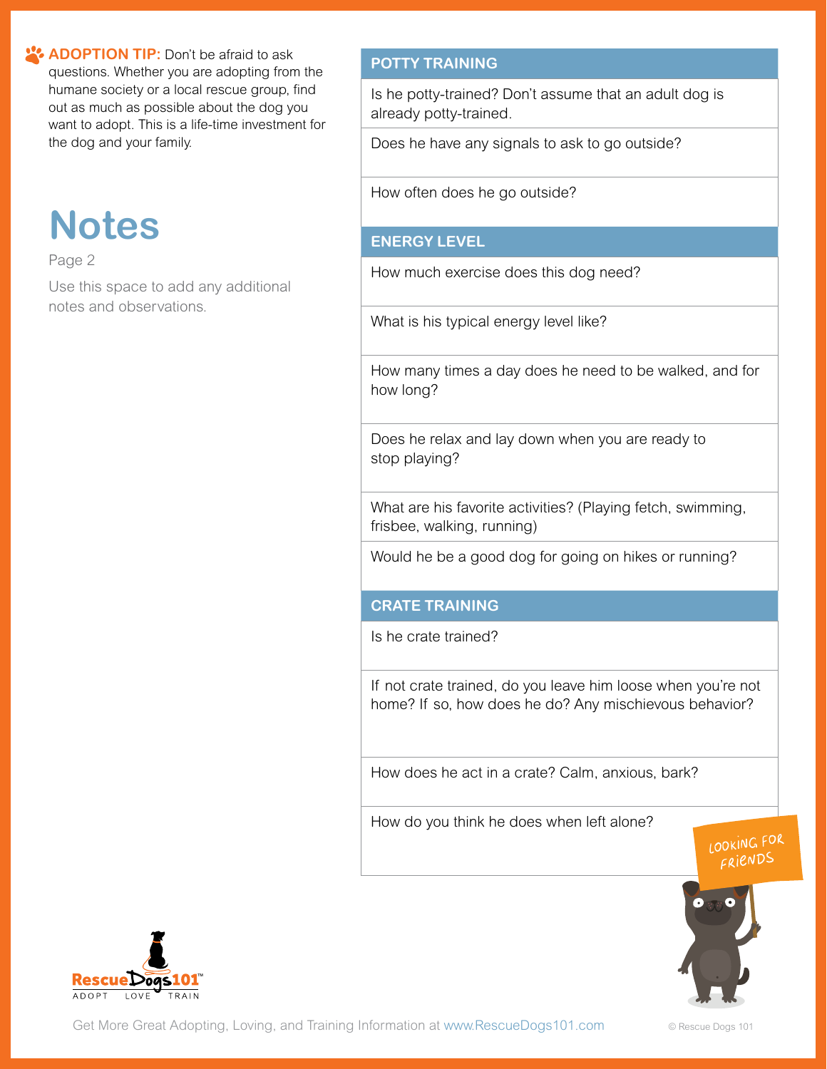**ADOPTION TIP:** Don't be afraid to ask questions. Whether you are adopting from the humane society or a local rescue group, find out as much as possible about the dog you want to adopt. This is a life-time investment for the dog and your family.

# Notes

Page 2

Use this space to add any additional notes and observations.

| POTTY TRAINING |
|---|
| Is he potty-trained? Don't assume that an adult dog is already potty-trained. |
| Does he have any signals to ask to go outside? |
| How often does he go outside? |

| ENERGY LEVEL |
|---|
| How much exercise does this dog need? |
| What is his typical energy level like? |
| How many times a day does he need to be walked, and for how long? |
| Does he relax and lay down when you are ready to stop playing? |
| What are his favorite activities? (Playing fetch, swimming, frisbee, walking, running) |
| Would he be a good dog for going on hikes or running? |

| CRATE TRAINING |
|---|
| Is he crate trained? |
| If not crate trained, do you leave him loose when you're not home? If so, how does he do? Any mischievous behavior? |
| How does he act in a crate? Calm, anxious, bark? |
| How do you think he does when left alone? |

LOOKING FOR FRIENDS

RescueDogs101™ ADOPT LOVE TRAIN

Get More Great Adopting, Loving, and Training Information at www.RescueDogs101.com

© Rescue Dogs 101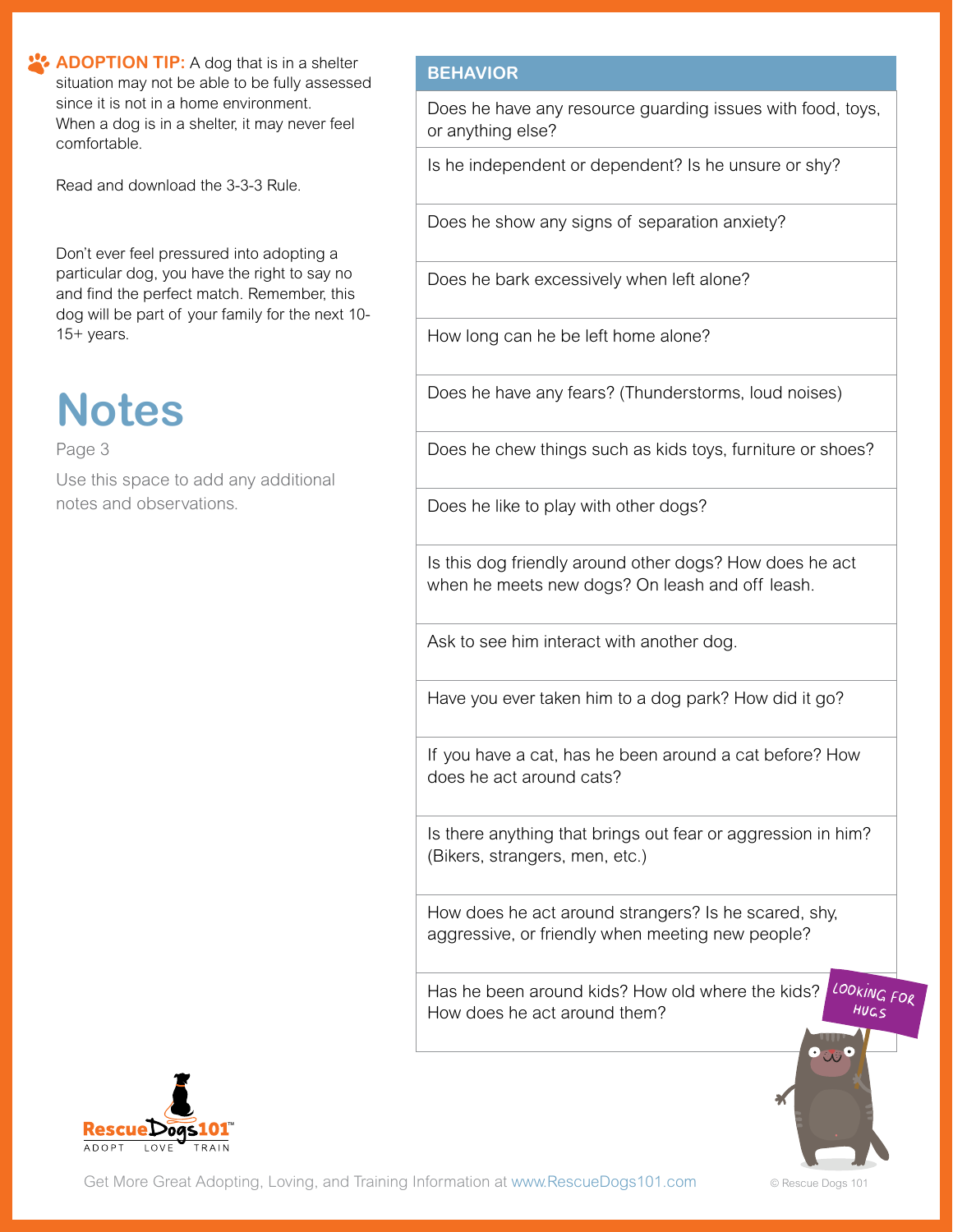**ADOPTION TIP:** A dog that is in a shelter situation may not be able to be fully assessed since it is not in a home environment. When a dog is in a shelter, it may never feel comfortable.

Read and download the 3-3-3 Rule.

Don't ever feel pressured into adopting a particular dog, you have the right to say no and find the perfect match. Remember, this dog will be part of your family for the next 10-15+ years.

# Notes

Page 3

Use this space to add any additional notes and observations.

| BEHAVIOR |
| --- |
| Does he have any resource guarding issues with food, toys, or anything else? |
| Is he independent or dependent? Is he unsure or shy? |
| Does he show any signs of separation anxiety? |
| Does he bark excessively when left alone? |
| How long can he be left home alone? |
| Does he have any fears? (Thunderstorms, loud noises) |
| Does he chew things such as kids toys, furniture or shoes? |
| Does he like to play with other dogs? |
| Is this dog friendly around other dogs? How does he act when he meets new dogs? On leash and off leash. |
| Ask to see him interact with another dog. |
| Have you ever taken him to a dog park? How did it go? |
| If you have a cat, has he been around a cat before? How does he act around cats? |
| Is there anything that brings out fear or aggression in him? (Bikers, strangers, men, etc.) |
| How does he act around strangers? Is he scared, shy, aggressive, or friendly when meeting new people? |
| Has he been around kids? How old where the kids? How does he act around them? |

LOOKING FOR HUGS

RescueDogs101™ ADOPT LOVE TRAIN

Get More Great Adopting, Loving, and Training Information at www.RescueDogs101.com

© Rescue Dogs 101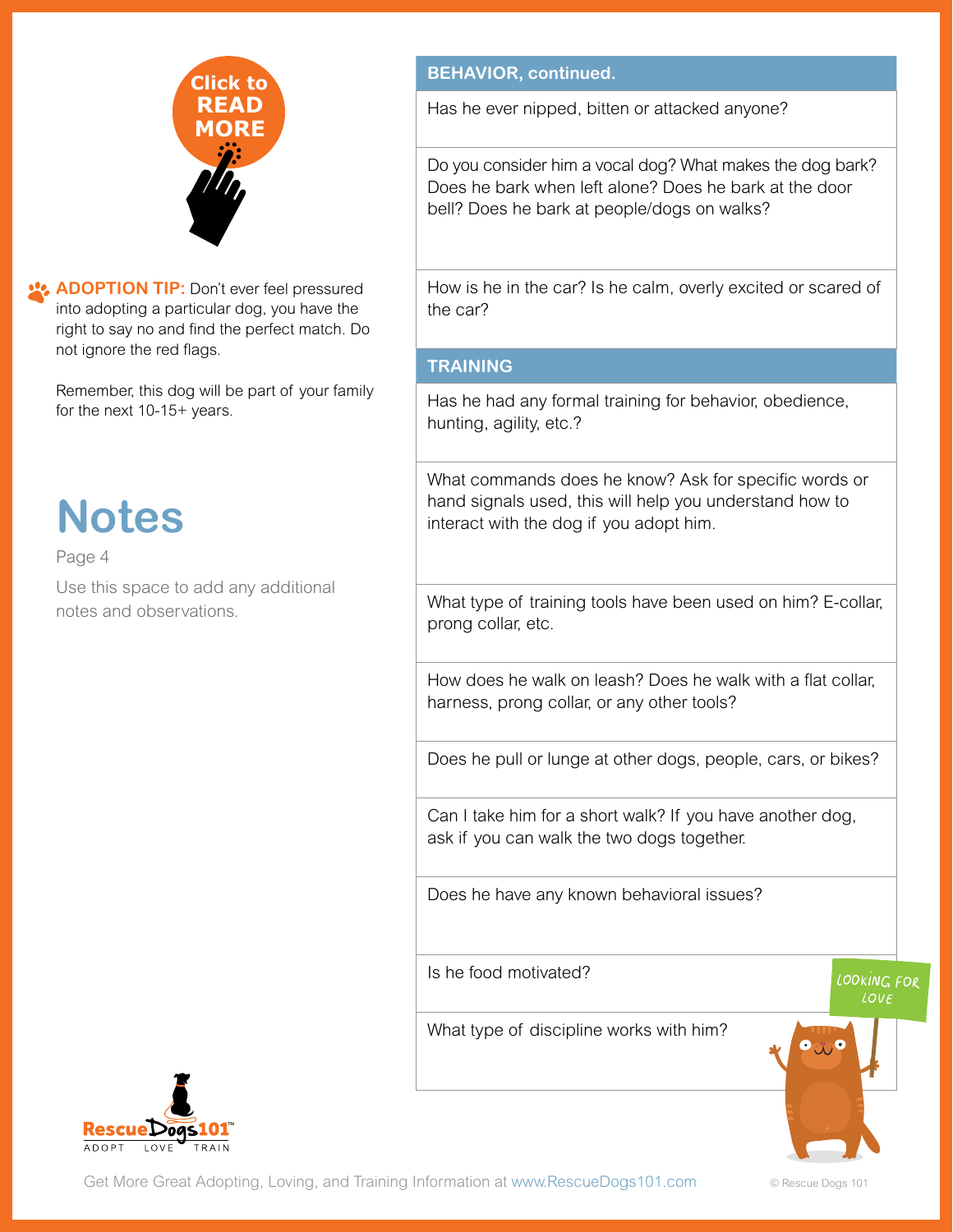Click to READ MORE

**ADOPTION TIP:** Don't ever feel pressured into adopting a particular dog, you have the right to say no and find the perfect match. Do not ignore the red flags.

Remember, this dog will be part of your family for the next 10-15+ years.

# Notes

Page 4

Use this space to add any additional notes and observations.

| BEHAVIOR, continued. |
|---|
| Has he ever nipped, bitten or attacked anyone? |
| Do you consider him a vocal dog? What makes the dog bark? Does he bark when left alone? Does he bark at the door bell? Does he bark at people/dogs on walks? |
| How is he in the car? Is he calm, overly excited or scared of the car? |

| TRAINING |
|---|
| Has he had any formal training for behavior, obedience, hunting, agility, etc.? |
| What commands does he know? Ask for specific words or hand signals used, this will help you understand how to interact with the dog if you adopt him. |
| What type of training tools have been used on him? E-collar, prong collar, etc. |
| How does he walk on leash? Does he walk with a flat collar, harness, prong collar, or any other tools? |
| Does he pull or lunge at other dogs, people, cars, or bikes? |
| Can I take him for a short walk? If you have another dog, ask if you can walk the two dogs together. |
| Does he have any known behavioral issues? |
| Is he food motivated? |
| What type of discipline works with him? |

LOOKING FOR LOVE

RescueDogs101™ ADOPT LOVE TRAIN

Get More Great Adopting, Loving, and Training Information at www.RescueDogs101.com

© Rescue Dogs 101